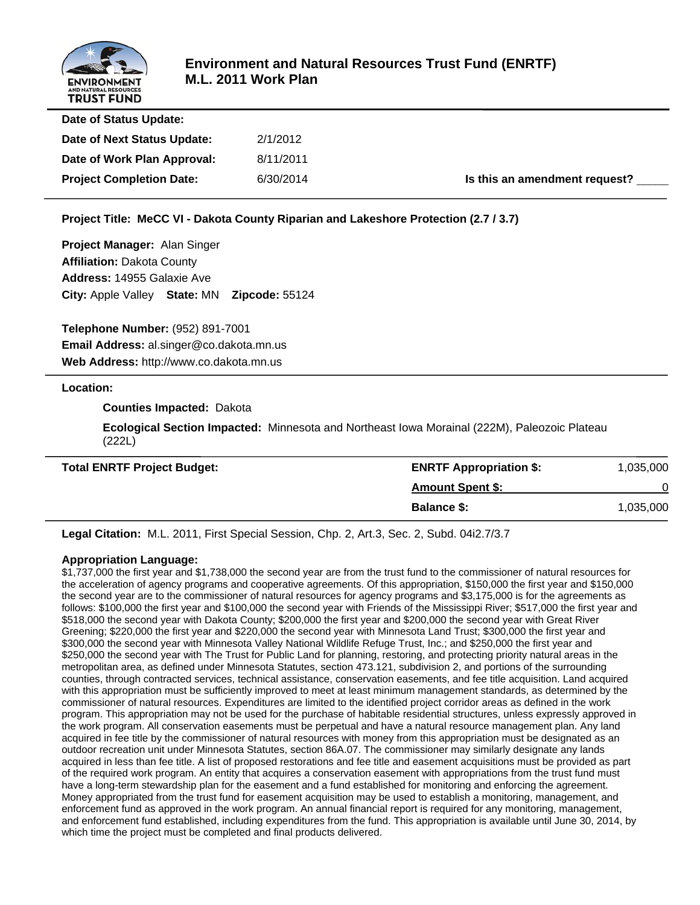# Environment and Natural Resources Trust Fund (ENRTF)
## M.L. 2011 Work Plan

**Date of Status Update:**
**Date of Next Status Update:** 2/1/2012
**Date of Work Plan Approval:** 8/11/2011
**Project Completion Date:** 6/30/2014 **Is this an amendment request?** _____

**Project Title: MeCC VI - Dakota County Riparian and Lakeshore Protection (2.7 / 3.7)**

**Project Manager:** Alan Singer
**Affiliation:** Dakota County
**Address:** 14955 Galaxie Ave
**City:** Apple Valley **State:** MN **Zipcode:** 55124

**Telephone Number:** (952) 891-7001
**Email Address:** al.singer@co.dakota.mn.us
**Web Address:** http://www.co.dakota.mn.us

**Location:**

**Counties Impacted:** Dakota

**Ecological Section Impacted:** Minnesota and Northeast Iowa Morainal (222M), Paleozoic Plateau (222L)

| **Total ENRTF Project Budget:** | **ENRTF Appropriation $:** | 1,035,000 |
|---|---|---|
| | **Amount Spent $:** | 0 |
| | **Balance $:** | 1,035,000 |

**Legal Citation:** M.L. 2011, First Special Session, Chp. 2, Art.3, Sec. 2, Subd. 04i2.7/3.7

**Appropriation Language:**
$1,737,000 the first year and $1,738,000 the second year are from the trust fund to the commissioner of natural resources for the acceleration of agency programs and cooperative agreements. Of this appropriation, $150,000 the first year and $150,000 the second year are to the commissioner of natural resources for agency programs and $3,175,000 is for the agreements as follows: $100,000 the first year and $100,000 the second year with Friends of the Mississippi River; $517,000 the first year and $518,000 the second year with Dakota County; $200,000 the first year and $200,000 the second year with Great River Greening; $220,000 the first year and $220,000 the second year with Minnesota Land Trust; $300,000 the first year and $300,000 the second year with Minnesota Valley National Wildlife Refuge Trust, Inc.; and $250,000 the first year and $250,000 the second year with The Trust for Public Land for planning, restoring, and protecting priority natural areas in the metropolitan area, as defined under Minnesota Statutes, section 473.121, subdivision 2, and portions of the surrounding counties, through contracted services, technical assistance, conservation easements, and fee title acquisition. Land acquired with this appropriation must be sufficiently improved to meet at least minimum management standards, as determined by the commissioner of natural resources. Expenditures are limited to the identified project corridor areas as defined in the work program. This appropriation may not be used for the purchase of habitable residential structures, unless expressly approved in the work program. All conservation easements must be perpetual and have a natural resource management plan. Any land acquired in fee title by the commissioner of natural resources with money from this appropriation must be designated as an outdoor recreation unit under Minnesota Statutes, section 86A.07. The commissioner may similarly designate any lands acquired in less than fee title. A list of proposed restorations and fee title and easement acquisitions must be provided as part of the required work program. An entity that acquires a conservation easement with appropriations from the trust fund must have a long-term stewardship plan for the easement and a fund established for monitoring and enforcing the agreement. Money appropriated from the trust fund for easement acquisition may be used to establish a monitoring, management, and enforcement fund as approved in the work program. An annual financial report is required for any monitoring, management, and enforcement fund established, including expenditures from the fund. This appropriation is available until June 30, 2014, by which time the project must be completed and final products delivered.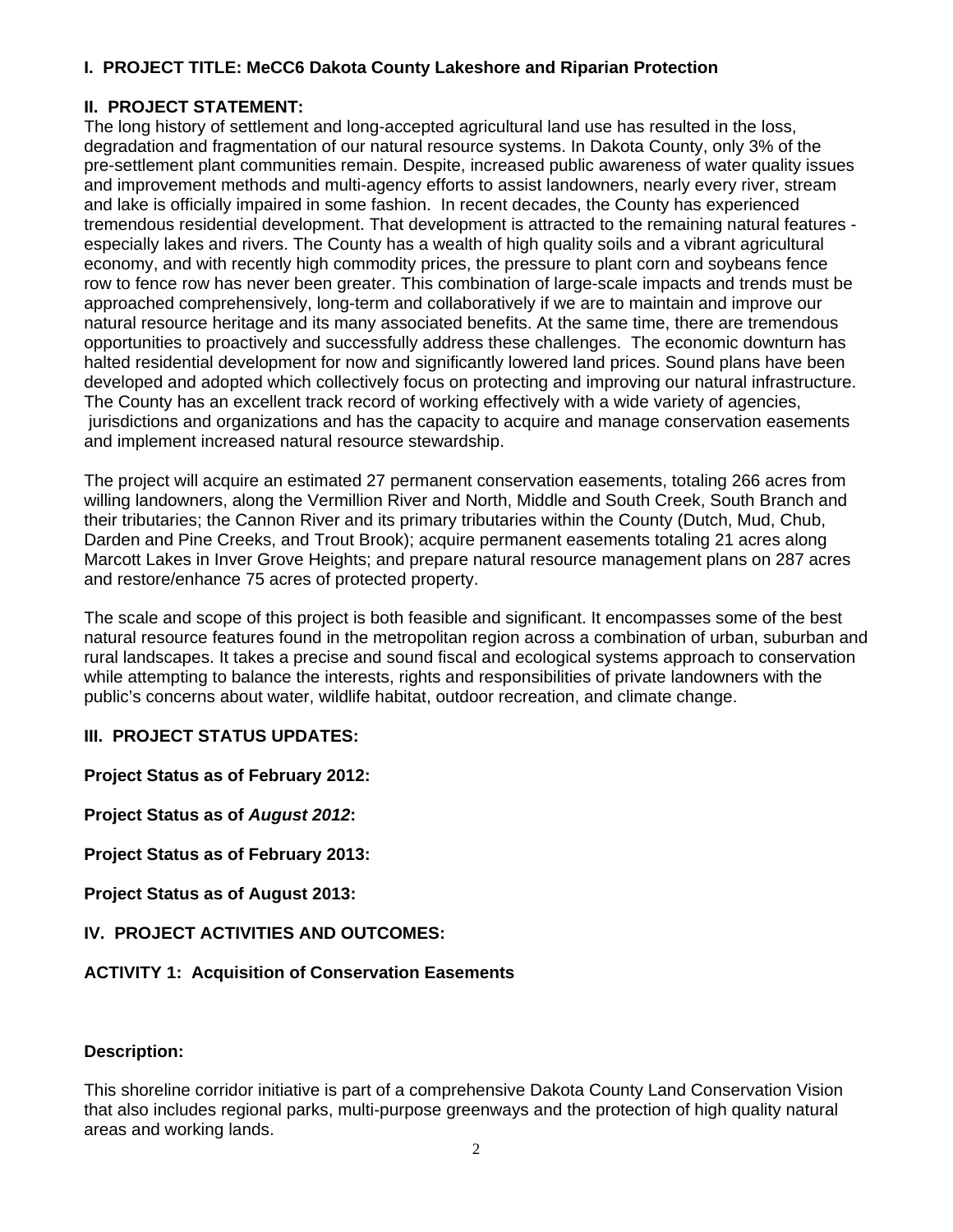**I. PROJECT TITLE: MeCC6 Dakota County Lakeshore and Riparian Protection**

**II. PROJECT STATEMENT:**

The long history of settlement and long-accepted agricultural land use has resulted in the loss, degradation and fragmentation of our natural resource systems. In Dakota County, only 3% of the pre-settlement plant communities remain. Despite, increased public awareness of water quality issues and improvement methods and multi-agency efforts to assist landowners, nearly every river, stream and lake is officially impaired in some fashion. In recent decades, the County has experienced tremendous residential development. That development is attracted to the remaining natural features - especially lakes and rivers. The County has a wealth of high quality soils and a vibrant agricultural economy, and with recently high commodity prices, the pressure to plant corn and soybeans fence row to fence row has never been greater. This combination of large-scale impacts and trends must be approached comprehensively, long-term and collaboratively if we are to maintain and improve our natural resource heritage and its many associated benefits. At the same time, there are tremendous opportunities to proactively and successfully address these challenges. The economic downturn has halted residential development for now and significantly lowered land prices. Sound plans have been developed and adopted which collectively focus on protecting and improving our natural infrastructure. The County has an excellent track record of working effectively with a wide variety of agencies, jurisdictions and organizations and has the capacity to acquire and manage conservation easements and implement increased natural resource stewardship.

The project will acquire an estimated 27 permanent conservation easements, totaling 266 acres from willing landowners, along the Vermillion River and North, Middle and South Creek, South Branch and their tributaries; the Cannon River and its primary tributaries within the County (Dutch, Mud, Chub, Darden and Pine Creeks, and Trout Brook); acquire permanent easements totaling 21 acres along Marcott Lakes in Inver Grove Heights; and prepare natural resource management plans on 287 acres and restore/enhance 75 acres of protected property.

The scale and scope of this project is both feasible and significant. It encompasses some of the best natural resource features found in the metropolitan region across a combination of urban, suburban and rural landscapes. It takes a precise and sound fiscal and ecological systems approach to conservation while attempting to balance the interests, rights and responsibilities of private landowners with the public's concerns about water, wildlife habitat, outdoor recreation, and climate change.

**III. PROJECT STATUS UPDATES:**

**Project Status as of February 2012:**

**Project Status as of *August 2012*:**

**Project Status as of February 2013:**

**Project Status as of August 2013:**

**IV. PROJECT ACTIVITIES AND OUTCOMES:**

**ACTIVITY 1: Acquisition of Conservation Easements**

**Description:**

This shoreline corridor initiative is part of a comprehensive Dakota County Land Conservation Vision that also includes regional parks, multi-purpose greenways and the protection of high quality natural areas and working lands.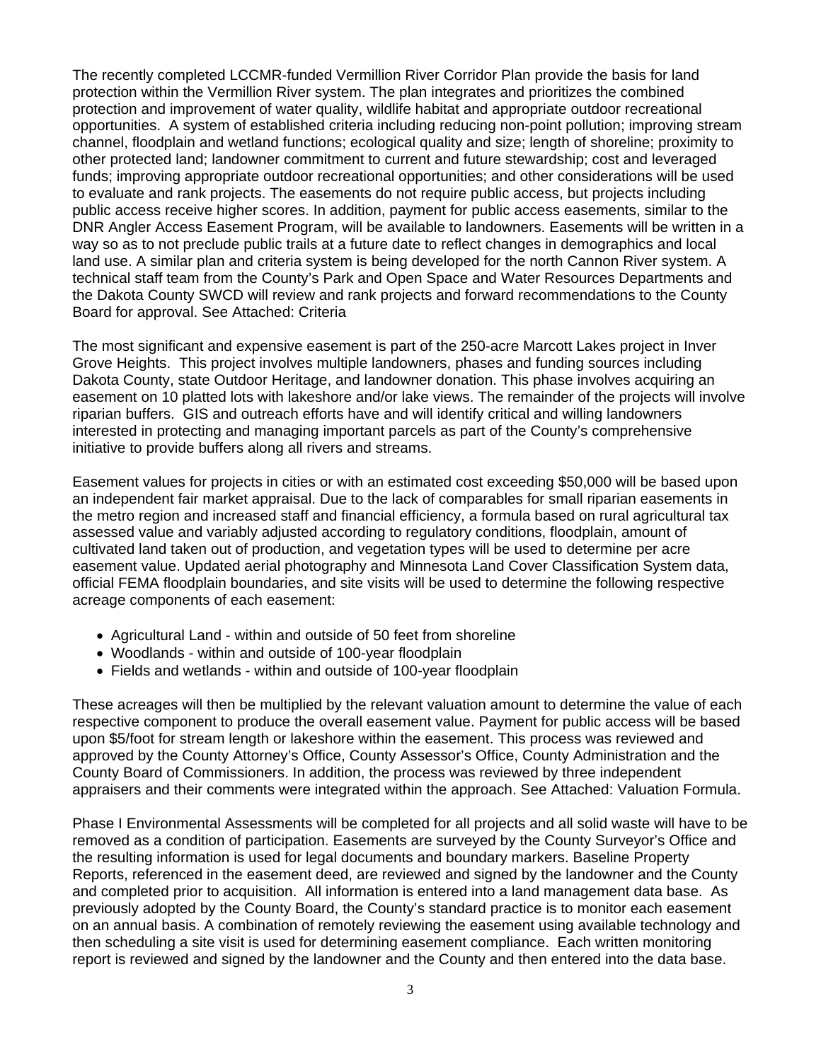The recently completed LCCMR-funded Vermillion River Corridor Plan provide the basis for land protection within the Vermillion River system. The plan integrates and prioritizes the combined protection and improvement of water quality, wildlife habitat and appropriate outdoor recreational opportunities. A system of established criteria including reducing non-point pollution; improving stream channel, floodplain and wetland functions; ecological quality and size; length of shoreline; proximity to other protected land; landowner commitment to current and future stewardship; cost and leveraged funds; improving appropriate outdoor recreational opportunities; and other considerations will be used to evaluate and rank projects. The easements do not require public access, but projects including public access receive higher scores. In addition, payment for public access easements, similar to the DNR Angler Access Easement Program, will be available to landowners. Easements will be written in a way so as to not preclude public trails at a future date to reflect changes in demographics and local land use. A similar plan and criteria system is being developed for the north Cannon River system. A technical staff team from the County's Park and Open Space and Water Resources Departments and the Dakota County SWCD will review and rank projects and forward recommendations to the County Board for approval. See Attached: Criteria

The most significant and expensive easement is part of the 250-acre Marcott Lakes project in Inver Grove Heights. This project involves multiple landowners, phases and funding sources including Dakota County, state Outdoor Heritage, and landowner donation. This phase involves acquiring an easement on 10 platted lots with lakeshore and/or lake views. The remainder of the projects will involve riparian buffers. GIS and outreach efforts have and will identify critical and willing landowners interested in protecting and managing important parcels as part of the County's comprehensive initiative to provide buffers along all rivers and streams.

Easement values for projects in cities or with an estimated cost exceeding $50,000 will be based upon an independent fair market appraisal. Due to the lack of comparables for small riparian easements in the metro region and increased staff and financial efficiency, a formula based on rural agricultural tax assessed value and variably adjusted according to regulatory conditions, floodplain, amount of cultivated land taken out of production, and vegetation types will be used to determine per acre easement value. Updated aerial photography and Minnesota Land Cover Classification System data, official FEMA floodplain boundaries, and site visits will be used to determine the following respective acreage components of each easement:

- Agricultural Land - within and outside of 50 feet from shoreline
- Woodlands - within and outside of 100-year floodplain
- Fields and wetlands - within and outside of 100-year floodplain

These acreages will then be multiplied by the relevant valuation amount to determine the value of each respective component to produce the overall easement value. Payment for public access will be based upon $5/foot for stream length or lakeshore within the easement. This process was reviewed and approved by the County Attorney's Office, County Assessor's Office, County Administration and the County Board of Commissioners. In addition, the process was reviewed by three independent appraisers and their comments were integrated within the approach. See Attached: Valuation Formula.

Phase I Environmental Assessments will be completed for all projects and all solid waste will have to be removed as a condition of participation. Easements are surveyed by the County Surveyor's Office and the resulting information is used for legal documents and boundary markers. Baseline Property Reports, referenced in the easement deed, are reviewed and signed by the landowner and the County and completed prior to acquisition. All information is entered into a land management data base. As previously adopted by the County Board, the County's standard practice is to monitor each easement on an annual basis. A combination of remotely reviewing the easement using available technology and then scheduling a site visit is used for determining easement compliance. Each written monitoring report is reviewed and signed by the landowner and the County and then entered into the data base.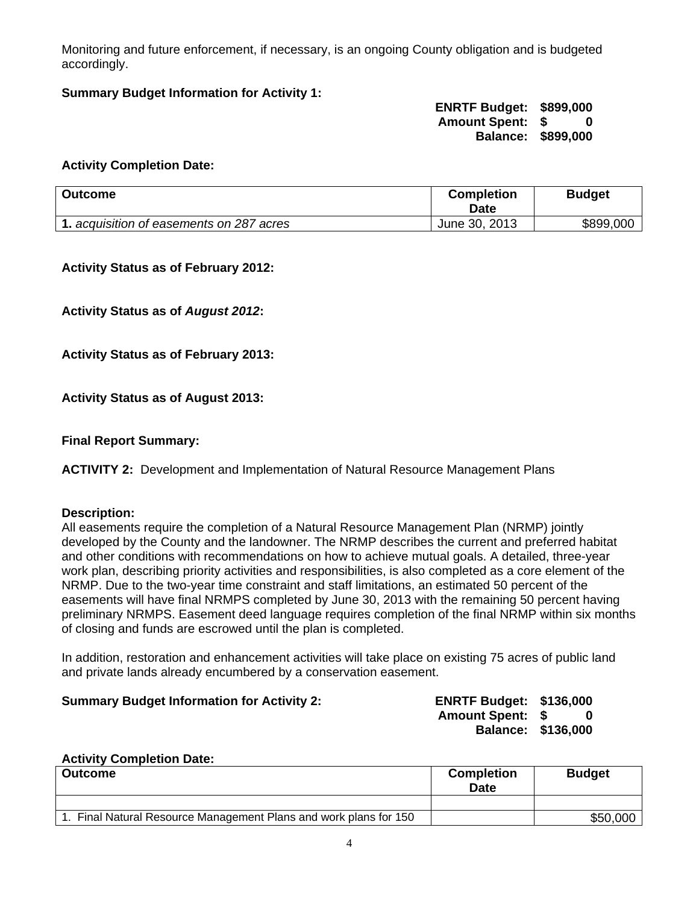Monitoring and future enforcement, if necessary, is an ongoing County obligation and is budgeted accordingly.

**Summary Budget Information for Activity 1:**

**ENRTF Budget: $899,000**
**Amount Spent: $ 0**
**Balance: $899,000**

**Activity Completion Date:**

| Outcome | Completion Date | Budget |
|---|---|---|
| **1.** *acquisition of easements on 287 acres* | June 30, 2013 | $899,000 |

**Activity Status as of February 2012:**

**Activity Status as of *August 2012*:**

**Activity Status as of February 2013:**

**Activity Status as of August 2013:**

**Final Report Summary:**

**ACTIVITY 2:** Development and Implementation of Natural Resource Management Plans

**Description:**
All easements require the completion of a Natural Resource Management Plan (NRMP) jointly developed by the County and the landowner. The NRMP describes the current and preferred habitat and other conditions with recommendations on how to achieve mutual goals. A detailed, three-year work plan, describing priority activities and responsibilities, is also completed as a core element of the NRMP. Due to the two-year time constraint and staff limitations, an estimated 50 percent of the easements will have final NRMPS completed by June 30, 2013 with the remaining 50 percent having preliminary NRMPS. Easement deed language requires completion of the final NRMP within six months of closing and funds are escrowed until the plan is completed.

In addition, restoration and enhancement activities will take place on existing 75 acres of public land and private lands already encumbered by a conservation easement.

**Summary Budget Information for Activity 2:**

**ENRTF Budget: $136,000**
**Amount Spent: $ 0**
**Balance: $136,000**

**Activity Completion Date:**

| Outcome | Completion Date | Budget |
|---|---|---|
| | | |
| 1. Final Natural Resource Management Plans and work plans for 150 | | $50,000 |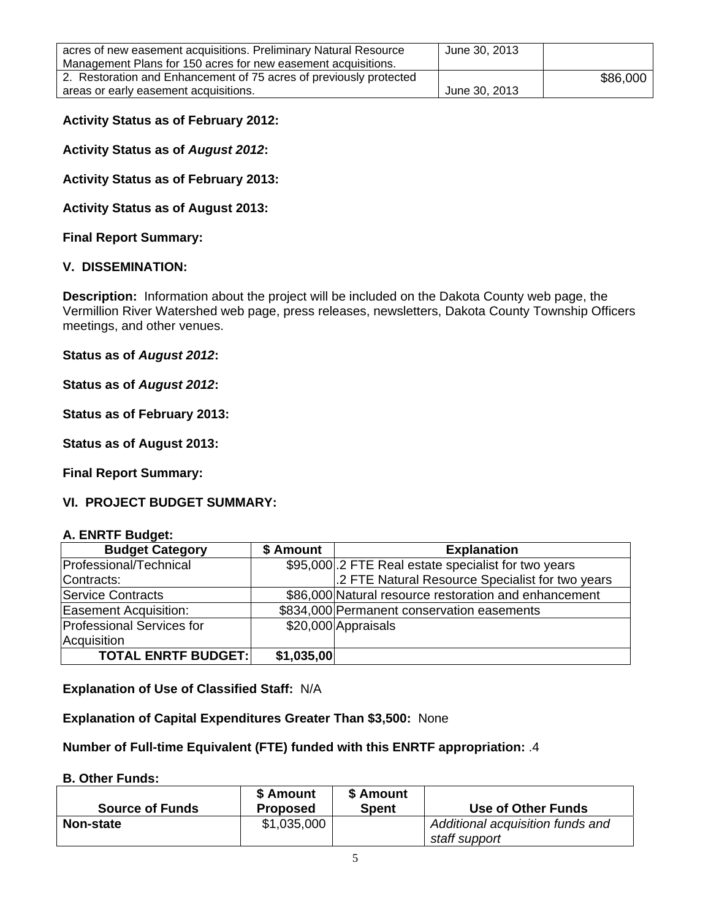| | | |
|---|---|---|
| acres of new easement acquisitions. Preliminary Natural Resource Management Plans for 150 acres for new easement acquisitions. | June 30, 2013 | |
| 2. Restoration and Enhancement of 75 acres of previously protected areas or early easement acquisitions. | June 30, 2013 | $86,000 |

**Activity Status as of February 2012:**

**Activity Status as of *August 2012*:**

**Activity Status as of February 2013:**

**Activity Status as of August 2013:**

**Final Report Summary:**

## V. DISSEMINATION:

**Description:** Information about the project will be included on the Dakota County web page, the Vermillion River Watershed web page, press releases, newsletters, Dakota County Township Officers meetings, and other venues.

**Status as of *August 2012*:**

**Status as of *August 2012*:**

**Status as of February 2013:**

**Status as of August 2013:**

**Final Report Summary:**

## VI. PROJECT BUDGET SUMMARY:

**A. ENRTF Budget:**

| Budget Category | $ Amount | Explanation |
|---|---|---|
| Professional/Technical Contracts: | $95,000 | .2 FTE Real estate specialist for two years<br>.2 FTE Natural Resource Specialist for two years |
| Service Contracts | $86,000 | Natural resource restoration and enhancement |
| Easement Acquisition: | $834,000 | Permanent conservation easements |
| Professional Services for Acquisition | $20,000 | Appraisals |
| **TOTAL ENRTF BUDGET:** | **$1,035,00** | |

**Explanation of Use of Classified Staff:** N/A

**Explanation of Capital Expenditures Greater Than $3,500:** None

**Number of Full-time Equivalent (FTE) funded with this ENRTF appropriation:** .4

**B. Other Funds:**

| Source of Funds | $ Amount Proposed | $ Amount Spent | Use of Other Funds |
|---|---|---|---|
| **Non-state** | $1,035,000 | | *Additional acquisition funds and staff support* |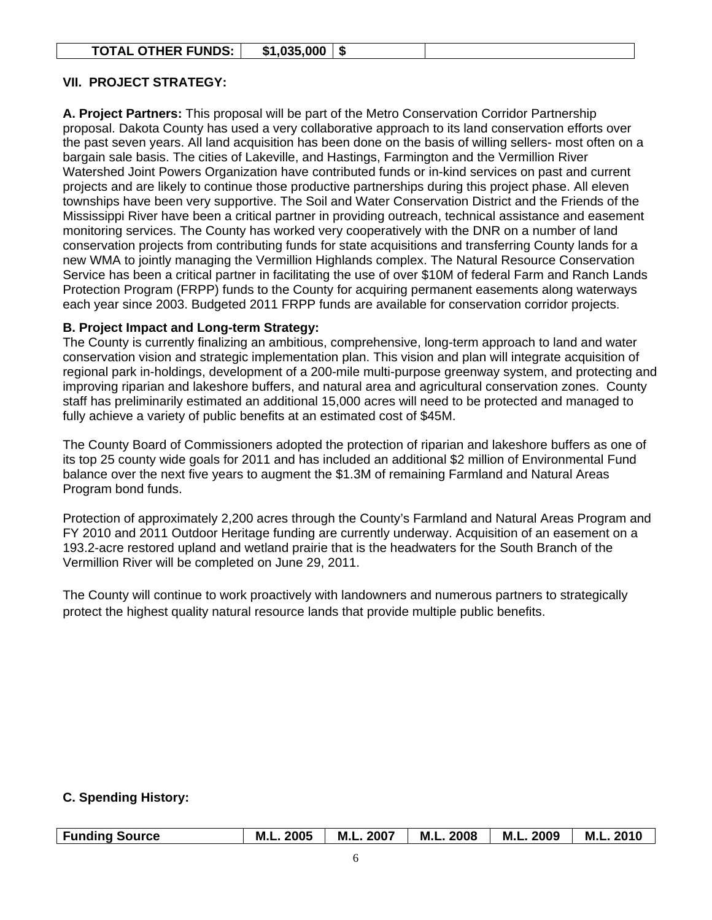| TOTAL OTHER FUNDS: | $1,035,000 | $ | |
|---|---|---|---|

**VII. PROJECT STRATEGY:**

**A. Project Partners:** This proposal will be part of the Metro Conservation Corridor Partnership proposal. Dakota County has used a very collaborative approach to its land conservation efforts over the past seven years. All land acquisition has been done on the basis of willing sellers- most often on a bargain sale basis. The cities of Lakeville, and Hastings, Farmington and the Vermillion River Watershed Joint Powers Organization have contributed funds or in-kind services on past and current projects and are likely to continue those productive partnerships during this project phase. All eleven townships have been very supportive. The Soil and Water Conservation District and the Friends of the Mississippi River have been a critical partner in providing outreach, technical assistance and easement monitoring services. The County has worked very cooperatively with the DNR on a number of land conservation projects from contributing funds for state acquisitions and transferring County lands for a new WMA to jointly managing the Vermillion Highlands complex. The Natural Resource Conservation Service has been a critical partner in facilitating the use of over $10M of federal Farm and Ranch Lands Protection Program (FRPP) funds to the County for acquiring permanent easements along waterways each year since 2003. Budgeted 2011 FRPP funds are available for conservation corridor projects.

**B. Project Impact and Long-term Strategy:**
The County is currently finalizing an ambitious, comprehensive, long-term approach to land and water conservation vision and strategic implementation plan. This vision and plan will integrate acquisition of regional park in-holdings, development of a 200-mile multi-purpose greenway system, and protecting and improving riparian and lakeshore buffers, and natural area and agricultural conservation zones. County staff has preliminarily estimated an additional 15,000 acres will need to be protected and managed to fully achieve a variety of public benefits at an estimated cost of $45M.

The County Board of Commissioners adopted the protection of riparian and lakeshore buffers as one of its top 25 county wide goals for 2011 and has included an additional $2 million of Environmental Fund balance over the next five years to augment the $1.3M of remaining Farmland and Natural Areas Program bond funds.

Protection of approximately 2,200 acres through the County's Farmland and Natural Areas Program and FY 2010 and 2011 Outdoor Heritage funding are currently underway. Acquisition of an easement on a 193.2-acre restored upland and wetland prairie that is the headwaters for the South Branch of the Vermillion River will be completed on June 29, 2011.

The County will continue to work proactively with landowners and numerous partners to strategically protect the highest quality natural resource lands that provide multiple public benefits.

**C. Spending History:**

| Funding Source | M.L. 2005 | M.L. 2007 | M.L. 2008 | M.L. 2009 | M.L. 2010 |
|---|---|---|---|---|---|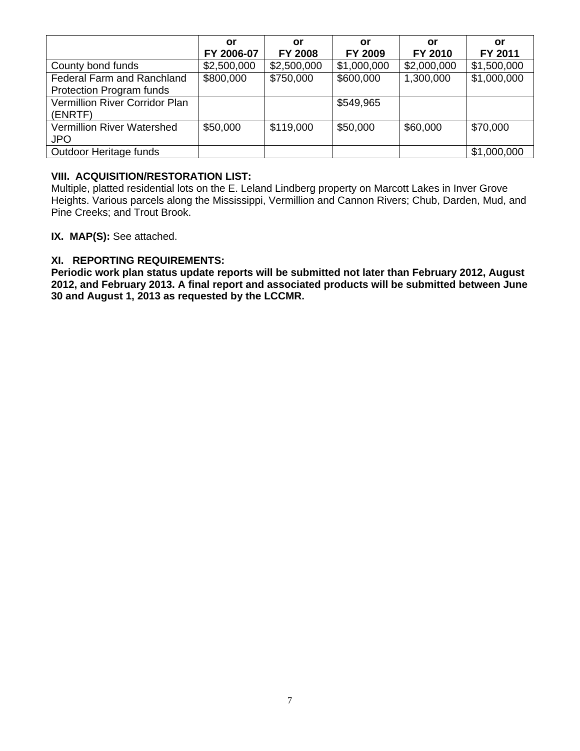| | or FY 2006-07 | or FY 2008 | or FY 2009 | or FY 2010 | or FY 2011 |
|---|---|---|---|---|---|
| County bond funds | $2,500,000 | $2,500,000 | $1,000,000 | $2,000,000 | $1,500,000 |
| Federal Farm and Ranchland Protection Program funds | $800,000 | $750,000 | $600,000 | 1,300,000 | $1,000,000 |
| Vermillion River Corridor Plan (ENRTF) | | | $549,965 | | |
| Vermillion River Watershed JPO | $50,000 | $119,000 | $50,000 | $60,000 | $70,000 |
| Outdoor Heritage funds | | | | | $1,000,000 |

**VIII. ACQUISITION/RESTORATION LIST:**
Multiple, platted residential lots on the E. Leland Lindberg property on Marcott Lakes in Inver Grove Heights. Various parcels along the Mississippi, Vermillion and Cannon Rivers; Chub, Darden, Mud, and Pine Creeks; and Trout Brook.

**IX. MAP(S):** See attached.

**XI. REPORTING REQUIREMENTS:**
**Periodic work plan status update reports will be submitted not later than February 2012, August 2012, and February 2013. A final report and associated products will be submitted between June 30 and August 1, 2013 as requested by the LCCMR.**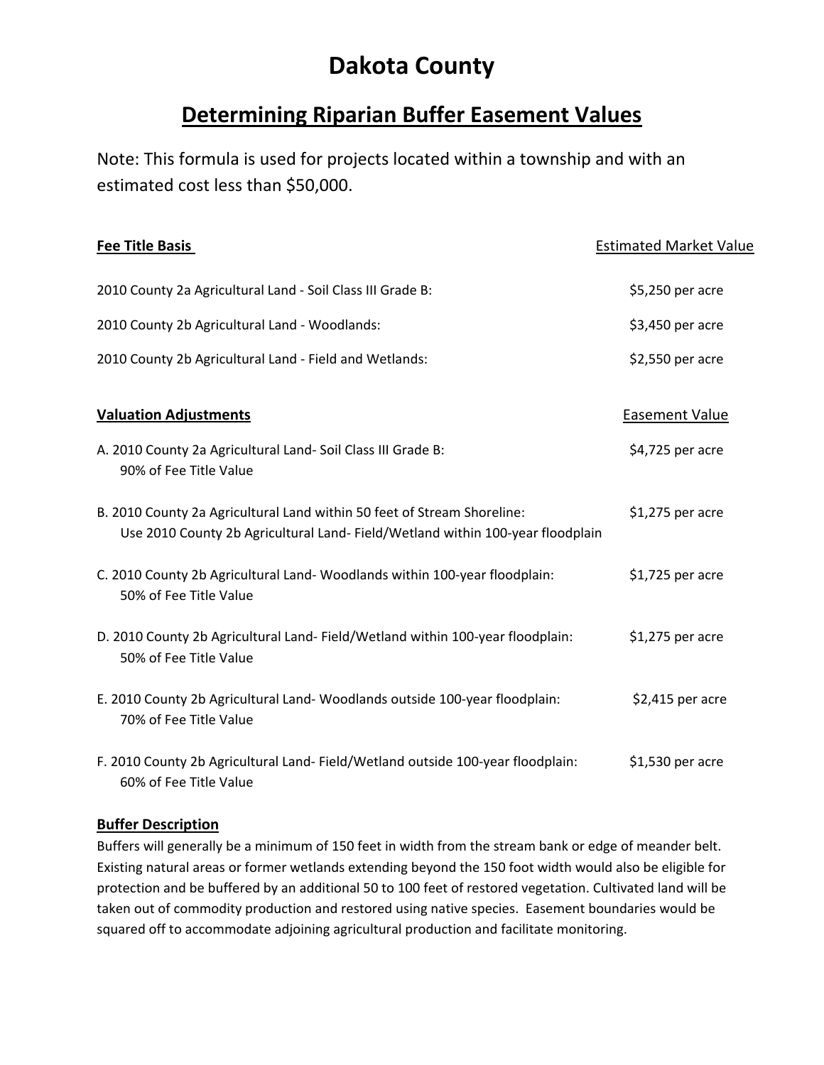# Dakota County

## Determining Riparian Buffer Easement Values

Note: This formula is used for projects located within a township and with an estimated cost less than $50,000.

| **Fee Title Basis** | Estimated Market Value |
| --- | --- |
| 2010 County 2a Agricultural Land - Soil Class III Grade B: | $5,250 per acre |
| 2010 County 2b Agricultural Land - Woodlands: | $3,450 per acre |
| 2010 County 2b Agricultural Land - Field and Wetlands: | $2,550 per acre |

| **Valuation Adjustments** | Easement Value |
| --- | --- |
| A. 2010 County 2a Agricultural Land- Soil Class III Grade B: 90% of Fee Title Value | $4,725 per acre |
| B. 2010 County 2a Agricultural Land within 50 feet of Stream Shoreline: Use 2010 County 2b Agricultural Land- Field/Wetland within 100-year floodplain | $1,275 per acre |
| C. 2010 County 2b Agricultural Land- Woodlands within 100-year floodplain: 50% of Fee Title Value | $1,725 per acre |
| D. 2010 County 2b Agricultural Land- Field/Wetland within 100-year floodplain: 50% of Fee Title Value | $1,275 per acre |
| E. 2010 County 2b Agricultural Land- Woodlands outside 100-year floodplain: 70% of Fee Title Value | $2,415 per acre |
| F. 2010 County 2b Agricultural Land- Field/Wetland outside 100-year floodplain: 60% of Fee Title Value | $1,530 per acre |

**Buffer Description**

Buffers will generally be a minimum of 150 feet in width from the stream bank or edge of meander belt. Existing natural areas or former wetlands extending beyond the 150 foot width would also be eligible for protection and be buffered by an additional 50 to 100 feet of restored vegetation. Cultivated land will be taken out of commodity production and restored using native species. Easement boundaries would be squared off to accommodate adjoining agricultural production and facilitate monitoring.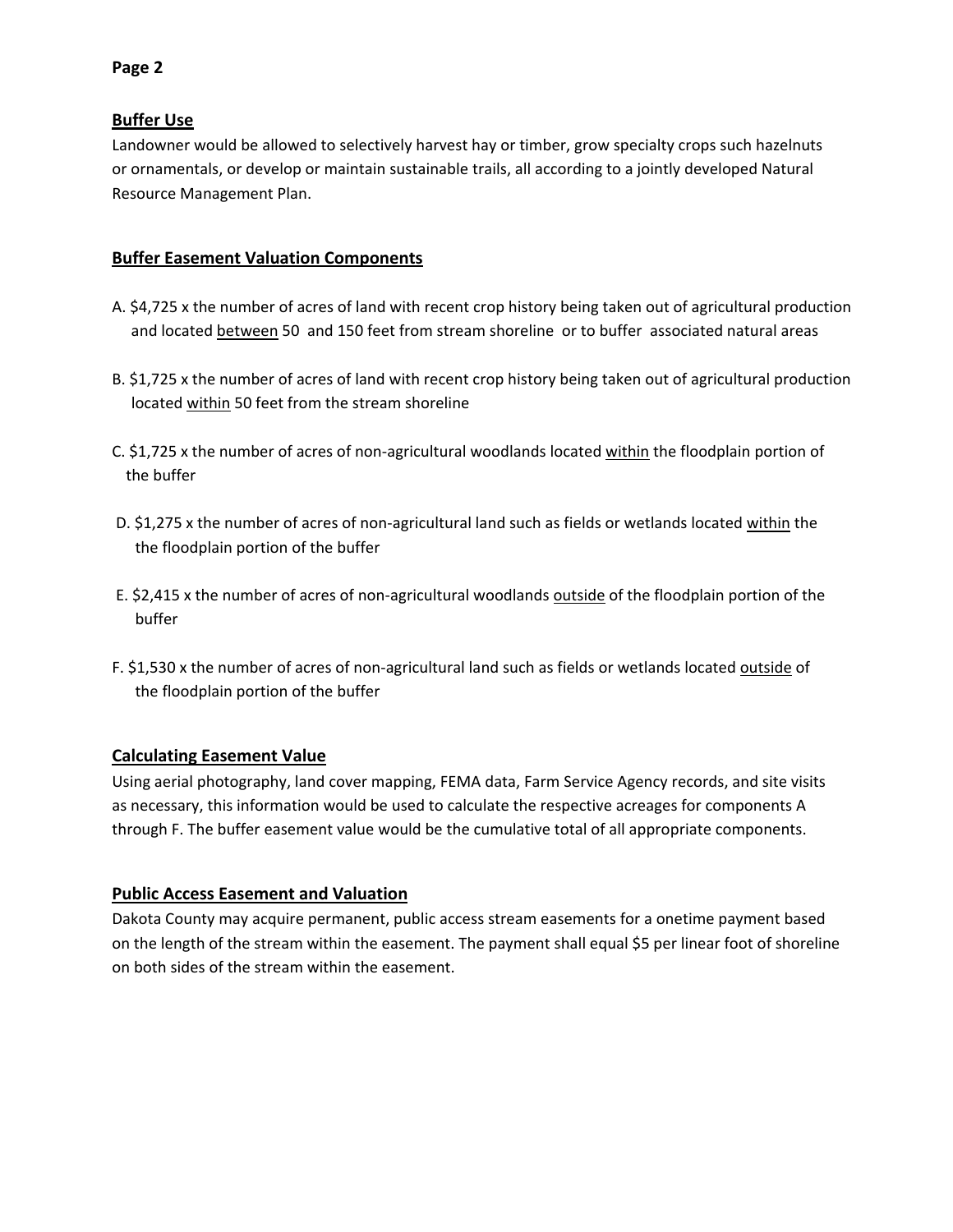## Buffer Use

Landowner would be allowed to selectively harvest hay or timber, grow specialty crops such hazelnuts or ornamentals, or develop or maintain sustainable trails, all according to a jointly developed Natural Resource Management Plan.

## Buffer Easement Valuation Components

A. $4,725 x the number of acres of land with recent crop history being taken out of agricultural production and located <u>between</u> 50 and 150 feet from stream shoreline or to buffer associated natural areas

B. $1,725 x the number of acres of land with recent crop history being taken out of agricultural production located <u>within</u> 50 feet from the stream shoreline

C. $1,725 x the number of acres of non-agricultural woodlands located <u>within</u> the floodplain portion of the buffer

D. $1,275 x the number of acres of non-agricultural land such as fields or wetlands located <u>within</u> the the floodplain portion of the buffer

E. $2,415 x the number of acres of non-agricultural woodlands <u>outside</u> of the floodplain portion of the buffer

F. $1,530 x the number of acres of non-agricultural land such as fields or wetlands located <u>outside</u> of the floodplain portion of the buffer

## Calculating Easement Value

Using aerial photography, land cover mapping, FEMA data, Farm Service Agency records, and site visits as necessary, this information would be used to calculate the respective acreages for components A through F. The buffer easement value would be the cumulative total of all appropriate components.

## Public Access Easement and Valuation

Dakota County may acquire permanent, public access stream easements for a onetime payment based on the length of the stream within the easement. The payment shall equal $5 per linear foot of shoreline on both sides of the stream within the easement.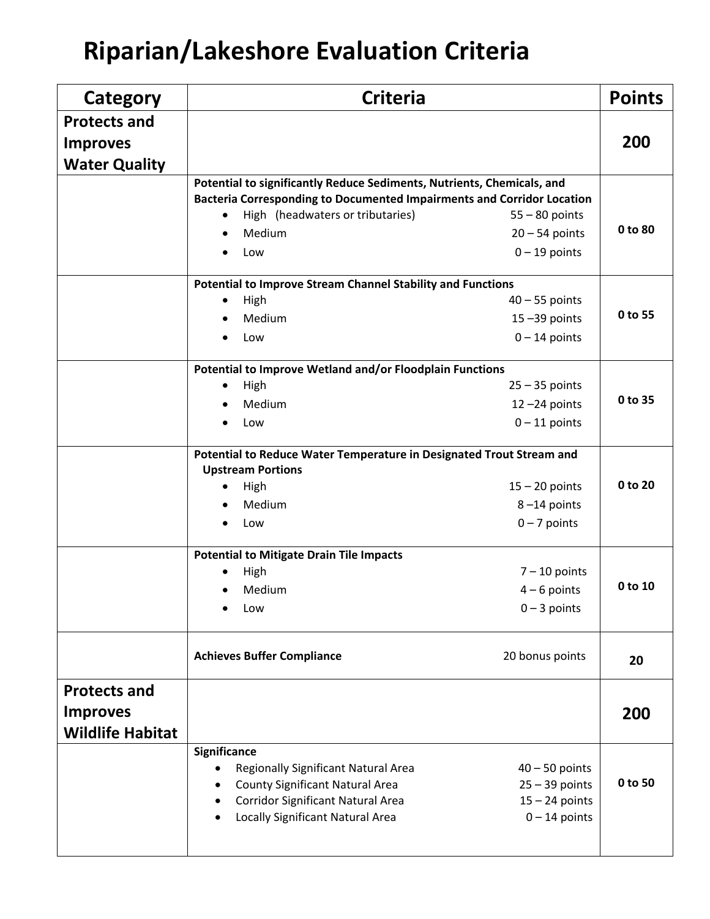# Riparian/Lakeshore Evaluation Criteria

| Category | Criteria | Points |
|---|---|---|
| **Protects and Improves Water Quality** | | **200** |
| | **Potential to significantly Reduce Sediments, Nutrients, Chemicals, and Bacteria Corresponding to Documented Impairments and Corridor Location**<br>• High (headwaters or tributaries) 55 – 80 points<br>• Medium 20 – 54 points<br>• Low 0 – 19 points | **0 to 80** |
| | **Potential to Improve Stream Channel Stability and Functions**<br>• High 40 – 55 points<br>• Medium 15 –39 points<br>• Low 0 – 14 points | **0 to 55** |
| | **Potential to Improve Wetland and/or Floodplain Functions**<br>• High 25 – 35 points<br>• Medium 12 –24 points<br>• Low 0 – 11 points | **0 to 35** |
| | **Potential to Reduce Water Temperature in Designated Trout Stream and Upstream Portions**<br>• High 15 – 20 points<br>• Medium 8 –14 points<br>• Low 0 – 7 points | **0 to 20** |
| | **Potential to Mitigate Drain Tile Impacts**<br>• High 7 – 10 points<br>• Medium 4 – 6 points<br>• Low 0 – 3 points | **0 to 10** |
| | **Achieves Buffer Compliance** 20 bonus points | **20** |
| **Protects and Improves Wildlife Habitat** | | **200** |
| | **Significance**<br>• Regionally Significant Natural Area 40 – 50 points<br>• County Significant Natural Area 25 – 39 points<br>• Corridor Significant Natural Area 15 – 24 points<br>• Locally Significant Natural Area 0 – 14 points | **0 to 50** |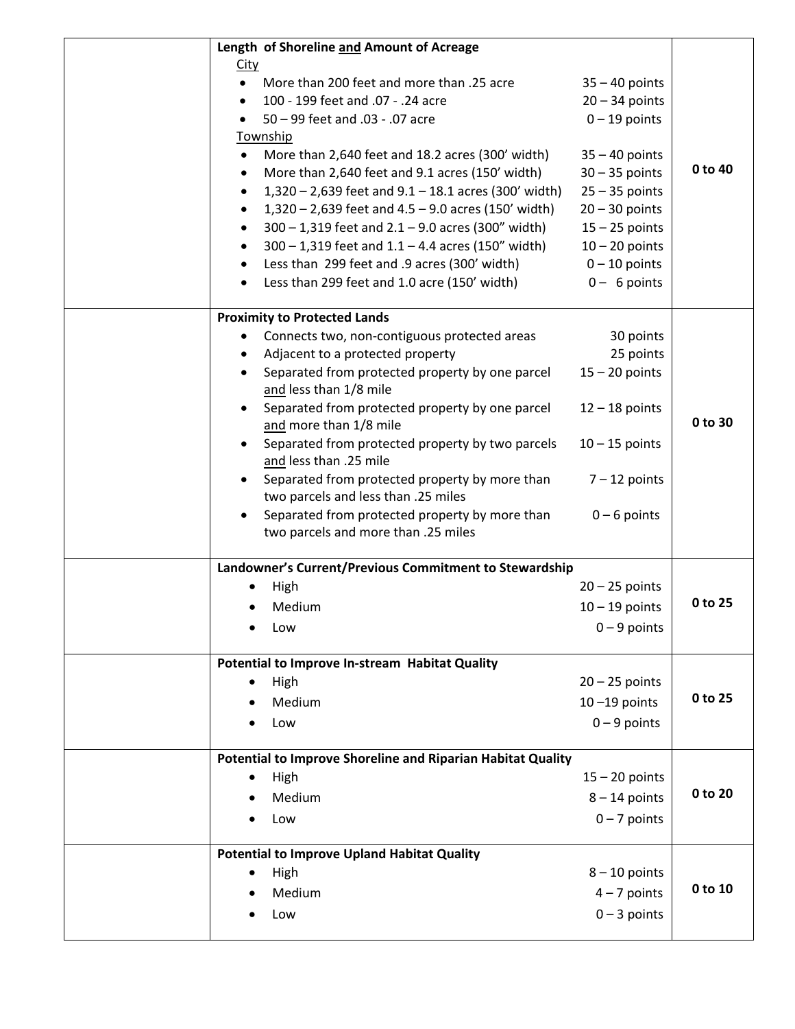|  | Criteria | Points |
|---|---|---|
|  | **Length of Shoreline <u>and</u> Amount of Acreage**<br><u>City</u><br>• More than 200 feet and more than .25 acre — 35 – 40 points<br>• 100 - 199 feet and .07 - .24 acre — 20 – 34 points<br>• 50 – 99 feet and .03 - .07 acre — 0 – 19 points<br><u>Township</u><br>• More than 2,640 feet and 18.2 acres (300' width) — 35 – 40 points<br>• More than 2,640 feet and 9.1 acres (150' width) — 30 – 35 points<br>• 1,320 – 2,639 feet and 9.1 – 18.1 acres (300' width) — 25 – 35 points<br>• 1,320 – 2,639 feet and 4.5 – 9.0 acres (150' width) — 20 – 30 points<br>• 300 – 1,319 feet and 2.1 – 9.0 acres (300" width) — 15 – 25 points<br>• 300 – 1,319 feet and 1.1 – 4.4 acres (150" width) — 10 – 20 points<br>• Less than 299 feet and .9 acres (300' width) — 0 – 10 points<br>• Less than 299 feet and 1.0 acre (150' width) — 0 – 6 points | **0 to 40** |
|  | **Proximity to Protected Lands**<br>• Connects two, non-contiguous protected areas — 30 points<br>• Adjacent to a protected property — 25 points<br>• Separated from protected property by one parcel <u>and</u> less than 1/8 mile — 15 – 20 points<br>• Separated from protected property by one parcel <u>and</u> more than 1/8 mile — 12 – 18 points<br>• Separated from protected property by two parcels <u>and</u> less than .25 mile — 10 – 15 points<br>• Separated from protected property by more than two parcels and less than .25 miles — 7 – 12 points<br>• Separated from protected property by more than two parcels and more than .25 miles — 0 – 6 points | **0 to 30** |
|  | **Landowner's Current/Previous Commitment to Stewardship**<br>• High — 20 – 25 points<br>• Medium — 10 – 19 points<br>• Low — 0 – 9 points | **0 to 25** |
|  | **Potential to Improve In-stream Habitat Quality**<br>• High — 20 – 25 points<br>• Medium — 10 –19 points<br>• Low — 0 – 9 points | **0 to 25** |
|  | **Potential to Improve Shoreline and Riparian Habitat Quality**<br>• High — 15 – 20 points<br>• Medium — 8 – 14 points<br>• Low — 0 – 7 points | **0 to 20** |
|  | **Potential to Improve Upland Habitat Quality**<br>• High — 8 – 10 points<br>• Medium — 4 – 7 points<br>• Low — 0 – 3 points | **0 to 10** |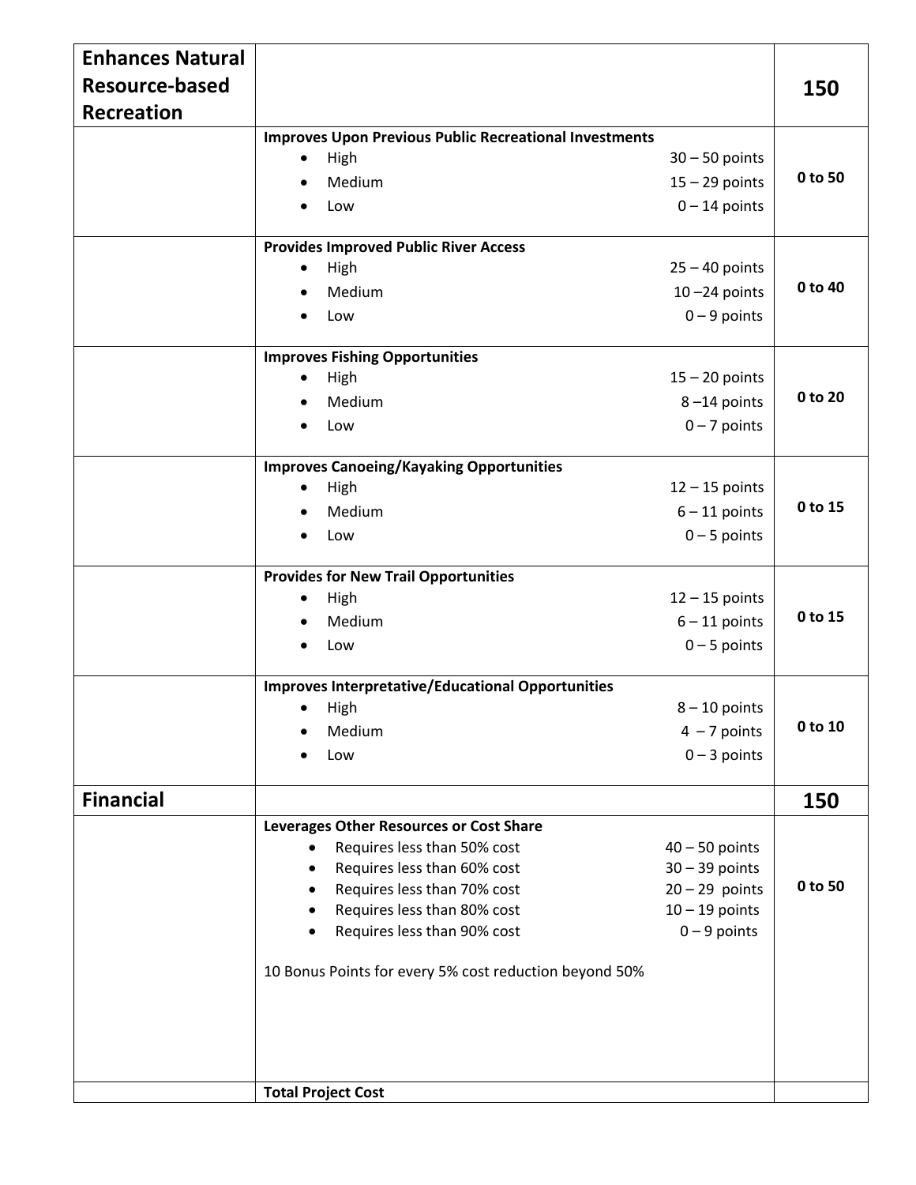| | | |
|---|---|---|
| **Enhances Natural Resource-based Recreation** | | **150** |
| | **Improves Upon Previous Public Recreational Investments**<br>• High 30 – 50 points<br>• Medium 15 – 29 points<br>• Low 0 – 14 points | **0 to 50** |
| | **Provides Improved Public River Access**<br>• High 25 – 40 points<br>• Medium 10 –24 points<br>• Low 0 – 9 points | **0 to 40** |
| | **Improves Fishing Opportunities**<br>• High 15 – 20 points<br>• Medium 8 –14 points<br>• Low 0 – 7 points | **0 to 20** |
| | **Improves Canoeing/Kayaking Opportunities**<br>• High 12 – 15 points<br>• Medium 6 – 11 points<br>• Low 0 – 5 points | **0 to 15** |
| | **Provides for New Trail Opportunities**<br>• High 12 – 15 points<br>• Medium 6 – 11 points<br>• Low 0 – 5 points | **0 to 15** |
| | **Improves Interpretative/Educational Opportunities**<br>• High 8 – 10 points<br>• Medium 4 – 7 points<br>• Low 0 – 3 points | **0 to 10** |
| **Financial** | | **150** |
| | **Leverages Other Resources or Cost Share**<br>• Requires less than 50% cost 40 – 50 points<br>• Requires less than 60% cost 30 – 39 points<br>• Requires less than 70% cost 20 – 29 points<br>• Requires less than 80% cost 10 – 19 points<br>• Requires less than 90% cost 0 – 9 points<br><br>10 Bonus Points for every 5% cost reduction beyond 50% | **0 to 50** |
| | **Total Project Cost** | |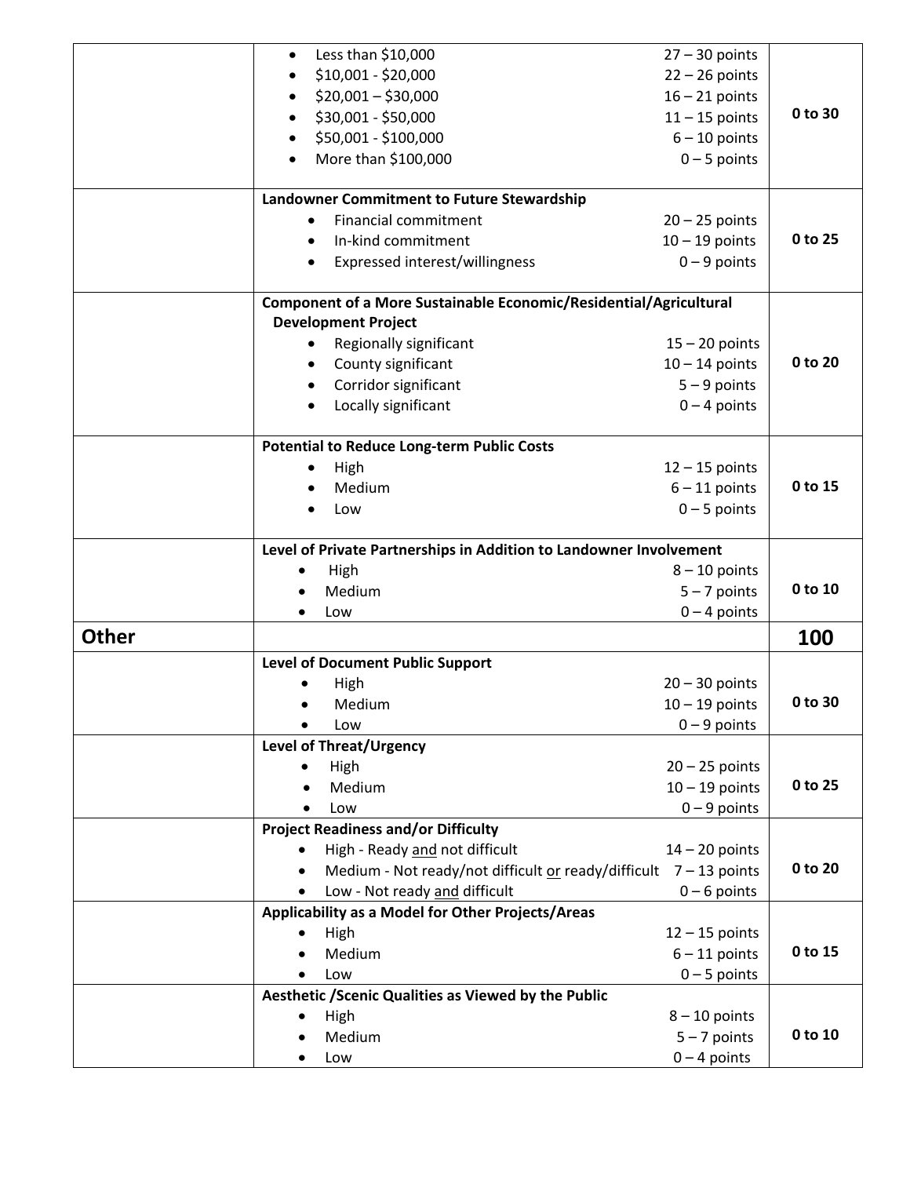| | | |
|---|---|---|
| | • Less than $10,000 — 27 – 30 points<br>• $10,001 - $20,000 — 22 – 26 points<br>• $20,001 – $30,000 — 16 – 21 points<br>• $30,001 - $50,000 — 11 – 15 points<br>• $50,001 - $100,000 — 6 – 10 points<br>• More than $100,000 — 0 – 5 points | **0 to 30** |
| | **Landowner Commitment to Future Stewardship**<br>• Financial commitment — 20 – 25 points<br>• In-kind commitment — 10 – 19 points<br>• Expressed interest/willingness — 0 – 9 points | **0 to 25** |
| | **Component of a More Sustainable Economic/Residential/Agricultural Development Project**<br>• Regionally significant — 15 – 20 points<br>• County significant — 10 – 14 points<br>• Corridor significant — 5 – 9 points<br>• Locally significant — 0 – 4 points | **0 to 20** |
| | **Potential to Reduce Long-term Public Costs**<br>• High — 12 – 15 points<br>• Medium — 6 – 11 points<br>• Low — 0 – 5 points | **0 to 15** |
| | **Level of Private Partnerships in Addition to Landowner Involvement**<br>• High — 8 – 10 points<br>• Medium — 5 – 7 points<br>• Low — 0 – 4 points | **0 to 10** |
| **Other** | | **100** |
| | **Level of Document Public Support**<br>• High — 20 – 30 points<br>• Medium — 10 – 19 points<br>• Low — 0 – 9 points | **0 to 30** |
| | **Level of Threat/Urgency**<br>• High — 20 – 25 points<br>• Medium — 10 – 19 points<br>• Low — 0 – 9 points | **0 to 25** |
| | **Project Readiness and/or Difficulty**<br>• High - Ready and not difficult — 14 – 20 points<br>• Medium - Not ready/not difficult or ready/difficult — 7 – 13 points<br>• Low - Not ready and difficult — 0 – 6 points | **0 to 20** |
| | **Applicability as a Model for Other Projects/Areas**<br>• High — 12 – 15 points<br>• Medium — 6 – 11 points<br>• Low — 0 – 5 points | **0 to 15** |
| | **Aesthetic /Scenic Qualities as Viewed by the Public**<br>• High — 8 – 10 points<br>• Medium — 5 – 7 points<br>• Low — 0 – 4 points | **0 to 10** |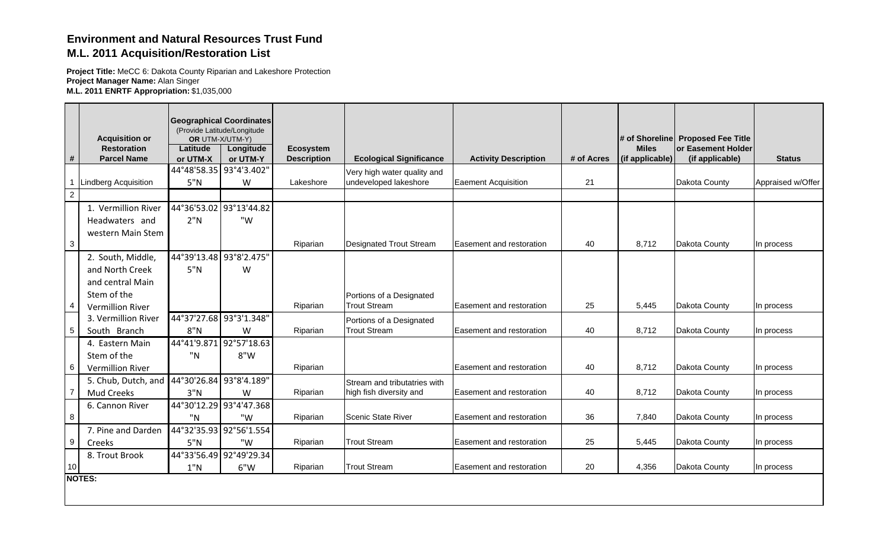**Environment and Natural Resources Trust Fund**
**M.L. 2011 Acquisition/Restoration List**

**Project Title:** MeCC 6: Dakota County Riparian and Lakeshore Protection
**Project Manager Name:** Alan Singer
**M.L. 2011 ENRTF Appropriation:** $1,035,000

| # | Acquisition or Restoration Parcel Name | Geographical Coordinates (Provide Latitude/Longitude OR UTM-X/UTM-Y) Latitude or UTM-X | Longitude or UTM-Y | Ecosystem Description | Ecological Significance | Activity Description | # of Acres | # of Shoreline Miles (if applicable) | Proposed Fee Title or Easement Holder (if applicable) | Status |
|---|---|---|---|---|---|---|---|---|---|---|
| 1 | Lindberg Acquisition | 44°48'58.355"N | 93°4'3.402"W | Lakeshore | Very high water quality and undeveloped lakeshore | Eaement Acquisition | 21 | | Dakota County | Appraised w/Offer |
| 2 | | | | | | | | | | |
| 3 | 1. Vermillion River Headwaters and western Main Stem | 44°36'53.022"N | 93°13'44.82"W | Riparian | Designated Trout Stream | Easement and restoration | 40 | 8,712 | Dakota County | In process |
| 4 | 2. South, Middle, and North Creek and central Main Stem of the Vermillion River | 44°39'13.485"N | 93°8'2.475"W | Riparian | Portions of a Designated Trout Stream | Easement and restoration | 25 | 5,445 | Dakota County | In process |
| 5 | 3. Vermillion River South Branch | 44°37'27.688"N | 93°3'1.348"W | Riparian | Portions of a Designated Trout Stream | Easement and restoration | 40 | 8,712 | Dakota County | In process |
| 6 | 4. Eastern Main Stem of the Vermillion River | 44°41'9.871"N | 92°57'18.638"W | Riparian | | Easement and restoration | 40 | 8,712 | Dakota County | In process |
| 7 | 5. Chub, Dutch, and Mud Creeks | 44°30'26.843"N | 93°8'4.189"W | Riparian | Stream and tributatries with high fish diversity and | Easement and restoration | 40 | 8,712 | Dakota County | In process |
| 8 | 6. Cannon River | 44°30'12.29"N | 93°4'47.368"W | Riparian | Scenic State River | Easement and restoration | 36 | 7,840 | Dakota County | In process |
| 9 | 7. Pine and Darden Creeks | 44°32'35.935"N | 92°56'1.554"W | Riparian | Trout Stream | Easement and restoration | 25 | 5,445 | Dakota County | In process |
| 10 | 8. Trout Brook | 44°33'56.491"N | 92°49'29.346"W | Riparian | Trout Stream | Easement and restoration | 20 | 4,356 | Dakota County | In process |

**NOTES:**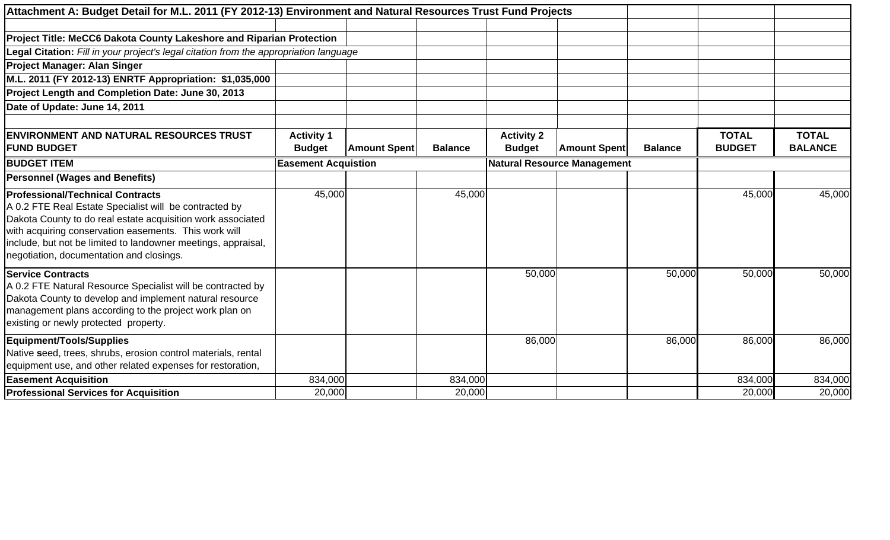| Attachment A: Budget Detail for M.L. 2011 (FY 2012-13) Environment and Natural Resources Trust Fund Projects | | | | | | | | |
|---|---|---|---|---|---|---|---|---|
| | | | | | | | | |
| **Project Title: MeCC6 Dakota County Lakeshore and Riparian Protection** | | | | | | | | |
| **Legal Citation:** *Fill in your project's legal citation from the appropriation language* | | | | | | | | |
| **Project Manager: Alan Singer** | | | | | | | | |
| **M.L. 2011 (FY 2012-13) ENRTF Appropriation: $1,035,000** | | | | | | | | |
| **Project Length and Completion Date: June 30, 2013** | | | | | | | | |
| **Date of Update: June 14, 2011** | | | | | | | | |
| | | | | | | | | |
| **ENVIRONMENT AND NATURAL RESOURCES TRUST FUND BUDGET** | **Activity 1 Budget** | **Amount Spent** | **Balance** | **Activity 2 Budget** | **Amount Spent** | **Balance** | **TOTAL BUDGET** | **TOTAL BALANCE** |
| **BUDGET ITEM** | **Easement Acquistion** | | | **Natural Resource Management** | | | | |
| **Personnel (Wages and Benefits)** | | | | | | | | |
| **Professional/Technical Contracts** A 0.2 FTE Real Estate Specialist will be contracted by Dakota County to do real estate acquisition work associated with acquiring conservation easements. This work will include, but not be limited to landowner meetings, appraisal, negotiation, documentation and closings. | 45,000 | | 45,000 | | | | 45,000 | 45,000 |
| **Service Contracts** A 0.2 FTE Natural Resource Specialist will be contracted by Dakota County to develop and implement natural resource management plans according to the project work plan on existing or newly protected property. | | | | 50,000 | | 50,000 | 50,000 | 50,000 |
| **Equipment/Tools/Supplies** Native seed, trees, shrubs, erosion control materials, rental equipment use, and other related expenses for restoration, | | | | 86,000 | | 86,000 | 86,000 | 86,000 |
| **Easement Acquisition** | 834,000 | | 834,000 | | | | 834,000 | 834,000 |
| **Professional Services for Acquisition** | 20,000 | | 20,000 | | | | 20,000 | 20,000 |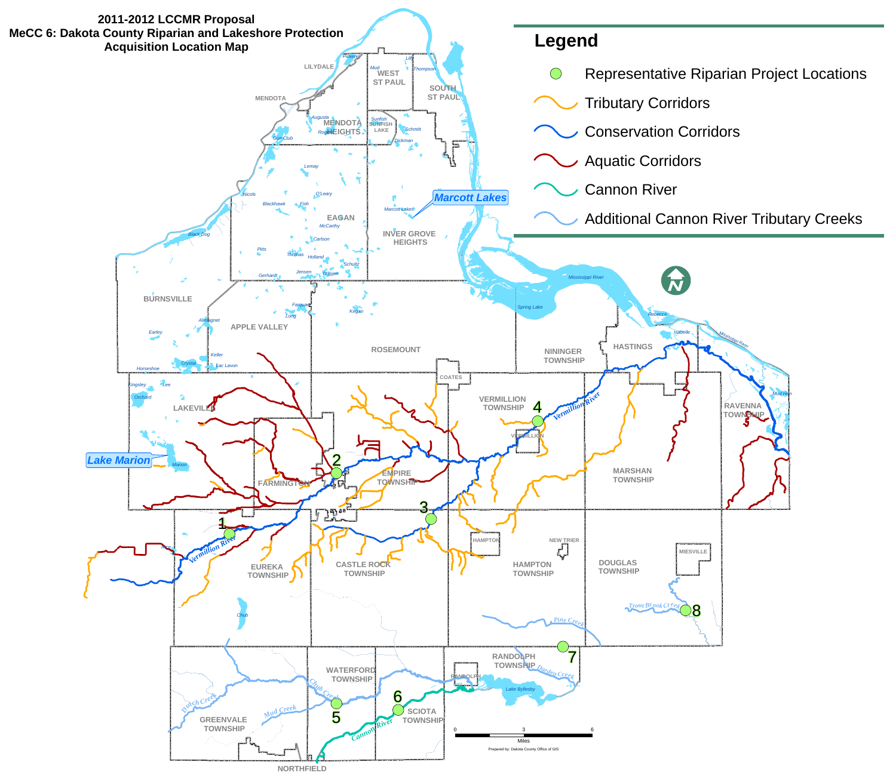# 2011-2012 LCCMR Proposal
## MeCC 6: Dakota County Riparian and Lakeshore Protection Acquisition Location Map

**Legend**

- Representative Riparian Project Locations
- Tributary Corridors
- Conservation Corridors
- Aquatic Corridors
- Cannon River
- Additional Cannon River Tributary Creeks

LILYDALE
MENDOTA
WEST ST PAUL
SOUTH ST PAUL
MENDOTA HEIGHTS
SUNFISH LAKE
EAGAN
INVER GROVE HEIGHTS
Marcott Lakes
BURNSVILLE
APPLE VALLEY
ROSEMOUNT
NININGER TOWNSHIP
HASTINGS
COATES
LAKEVILLE
VERMILLION TOWNSHIP
VERMILLION
RAVENNA TOWNSHIP
Lake Marion
FARMINGTON
EMPIRE TOWNSHIP
MARSHAN TOWNSHIP
EUREKA TOWNSHIP
CASTLE ROCK TOWNSHIP
HAMPTON
NEW TRIER
HAMPTON TOWNSHIP
DOUGLAS TOWNSHIP
MIESVILLE
RANDOLPH TOWNSHIP
RANDOLPH
WATERFORD TOWNSHIP
GREENVALE TOWNSHIP
SCIOTA TOWNSHIP
NORTHFIELD

Mississippi River
Vermillion River
Cannon River
Trout Brook Creek
Pine Creek
Darden Creek
Chub Creek
Mud Creek
Dutch Creek
Lake Byllesby
Spring Lake

1 2 3 4 5 6 7 8

0 3 6
Miles

Prepared by: Dakota County Office of GIS